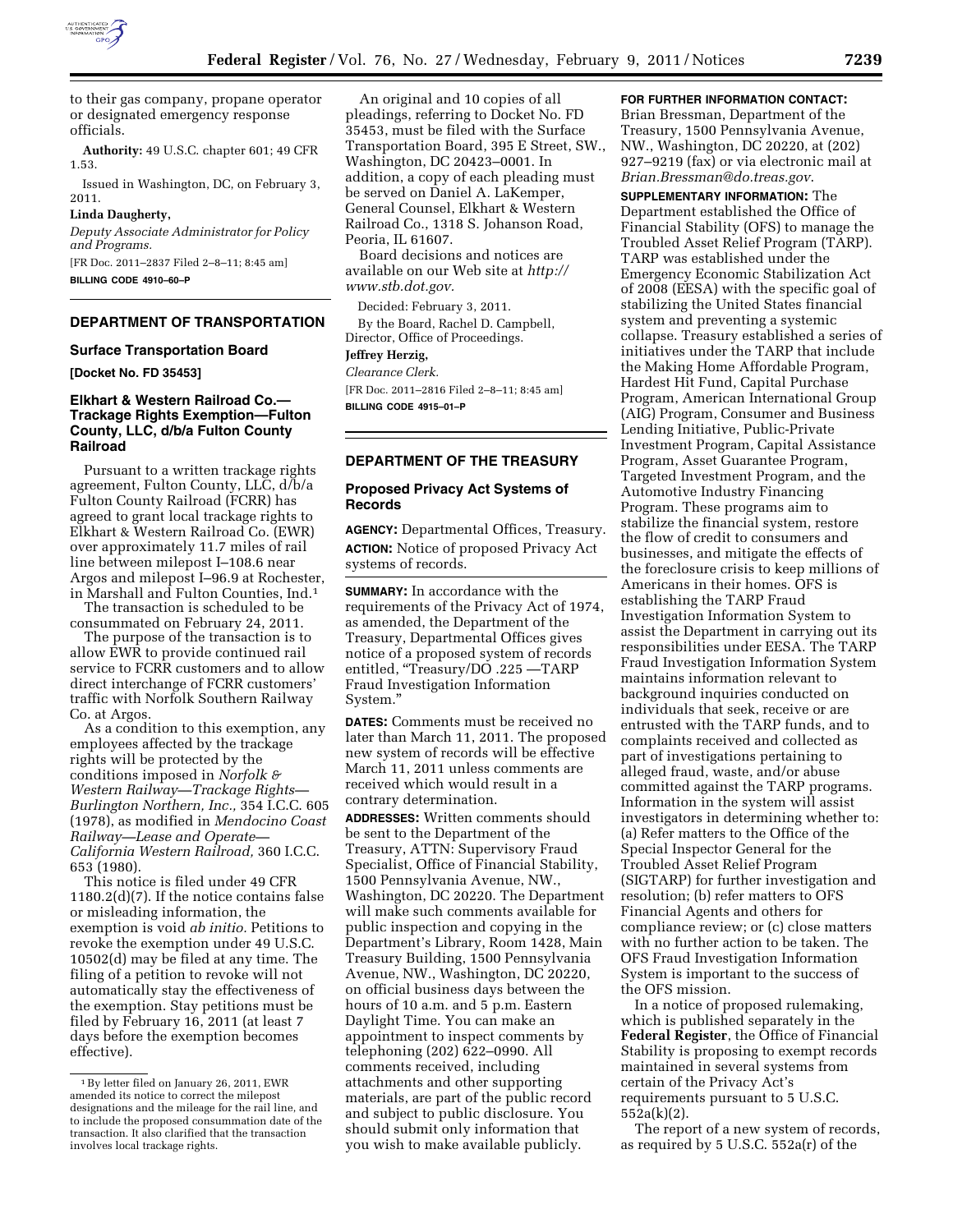to their gas company, propane operator or designated emergency response officials.

**Authority:** 49 U.S.C. chapter 601; 49 CFR 1.53.

Issued in Washington, DC, on February 3, 2011.

**Linda Daugherty,**

*Deputy Associate Administrator for Policy and Programs.*

[FR Doc. 2011–2837 Filed 2–8–11; 8:45 am]

**BILLING CODE 4910–60–P**

## DEPARTMENT OF TRANSPORTATION

### Surface Transportation Board

**[Docket No. FD 35453]**

### Elkhart & Western Railroad Co.—Trackage Rights Exemption—Fulton County, LLC, d/b/a Fulton County Railroad

Pursuant to a written trackage rights agreement, Fulton County, LLC, d/b/a Fulton County Railroad (FCRR) has agreed to grant local trackage rights to Elkhart & Western Railroad Co. (EWR) over approximately 11.7 miles of rail line between milepost I–108.6 near Argos and milepost I–96.9 at Rochester, in Marshall and Fulton Counties, Ind.[1]

The transaction is scheduled to be consummated on February 24, 2011.

The purpose of the transaction is to allow EWR to provide continued rail service to FCRR customers and to allow direct interchange of FCRR customers' traffic with Norfolk Southern Railway Co. at Argos.

As a condition to this exemption, any employees affected by the trackage rights will be protected by the conditions imposed in *Norfolk & Western Railway—Trackage Rights—Burlington Northern, Inc.,* 354 I.C.C. 605 (1978), as modified in *Mendocino Coast Railway—Lease and Operate—California Western Railroad,* 360 I.C.C. 653 (1980).

This notice is filed under 49 CFR 1180.2(d)(7). If the notice contains false or misleading information, the exemption is void *ab initio.* Petitions to revoke the exemption under 49 U.S.C. 10502(d) may be filed at any time. The filing of a petition to revoke will not automatically stay the effectiveness of the exemption. Stay petitions must be filed by February 16, 2011 (at least 7 days before the exemption becomes effective).

[1] By letter filed on January 26, 2011, EWR amended its notice to correct the milepost designations and the mileage for the rail line, and to include the proposed consummation date of the transaction. It also clarified that the transaction involves local trackage rights.

An original and 10 copies of all pleadings, referring to Docket No. FD 35453, must be filed with the Surface Transportation Board, 395 E Street, SW., Washington, DC 20423–0001. In addition, a copy of each pleading must be served on Daniel A. LaKemper, General Counsel, Elkhart & Western Railroad Co., 1318 S. Johanson Road, Peoria, IL 61607.

Board decisions and notices are available on our Web site at *http://www.stb.dot.gov.*

Decided: February 3, 2011.

By the Board, Rachel D. Campbell, Director, Office of Proceedings.

**Jeffrey Herzig,**

*Clearance Clerk.*

[FR Doc. 2011–2816 Filed 2–8–11; 8:45 am]

**BILLING CODE 4915–01–P**

## DEPARTMENT OF THE TREASURY

### Proposed Privacy Act Systems of Records

**AGENCY:** Departmental Offices, Treasury.

**ACTION:** Notice of proposed Privacy Act systems of records.

**SUMMARY:** In accordance with the requirements of the Privacy Act of 1974, as amended, the Department of the Treasury, Departmental Offices gives notice of a proposed system of records entitled, "Treasury/DO .225 —TARP Fraud Investigation Information System."

**DATES:** Comments must be received no later than March 11, 2011. The proposed new system of records will be effective March 11, 2011 unless comments are received which would result in a contrary determination.

**ADDRESSES:** Written comments should be sent to the Department of the Treasury, ATTN: Supervisory Fraud Specialist, Office of Financial Stability, 1500 Pennsylvania Avenue, NW., Washington, DC 20220. The Department will make such comments available for public inspection and copying in the Department's Library, Room 1428, Main Treasury Building, 1500 Pennsylvania Avenue, NW., Washington, DC 20220, on official business days between the hours of 10 a.m. and 5 p.m. Eastern Daylight Time. You can make an appointment to inspect comments by telephoning (202) 622–0990. All comments received, including attachments and other supporting materials, are part of the public record and subject to public disclosure. You should submit only information that you wish to make available publicly.

**FOR FURTHER INFORMATION CONTACT:** Brian Bressman, Department of the Treasury, 1500 Pennsylvania Avenue, NW., Washington, DC 20220, at (202) 927–9219 (fax) or via electronic mail at *Brian.Bressman@do.treas.gov.*

**SUPPLEMENTARY INFORMATION:** The Department established the Office of Financial Stability (OFS) to manage the Troubled Asset Relief Program (TARP). TARP was established under the Emergency Economic Stabilization Act of 2008 (EESA) with the specific goal of stabilizing the United States financial system and preventing a systemic collapse. Treasury established a series of initiatives under the TARP that include the Making Home Affordable Program, Hardest Hit Fund, Capital Purchase Program, American International Group (AIG) Program, Consumer and Business Lending Initiative, Public-Private Investment Program, Capital Assistance Program, Asset Guarantee Program, Targeted Investment Program, and the Automotive Industry Financing Program. These programs aim to stabilize the financial system, restore the flow of credit to consumers and businesses, and mitigate the effects of the foreclosure crisis to keep millions of Americans in their homes. OFS is establishing the TARP Fraud Investigation Information System to assist the Department in carrying out its responsibilities under EESA. The TARP Fraud Investigation Information System maintains information relevant to background inquiries conducted on individuals that seek, receive or are entrusted with the TARP funds, and to complaints received and collected as part of investigations pertaining to alleged fraud, waste, and/or abuse committed against the TARP programs. Information in the system will assist investigators in determining whether to: (a) Refer matters to the Office of the Special Inspector General for the Troubled Asset Relief Program (SIGTARP) for further investigation and resolution; (b) refer matters to OFS Financial Agents and others for compliance review; or (c) close matters with no further action to be taken. The OFS Fraud Investigation Information System is important to the success of the OFS mission.

In a notice of proposed rulemaking, which is published separately in the **Federal Register**, the Office of Financial Stability is proposing to exempt records maintained in several systems from certain of the Privacy Act's requirements pursuant to 5 U.S.C. 552a(k)(2).

The report of a new system of records, as required by 5 U.S.C. 552a(r) of the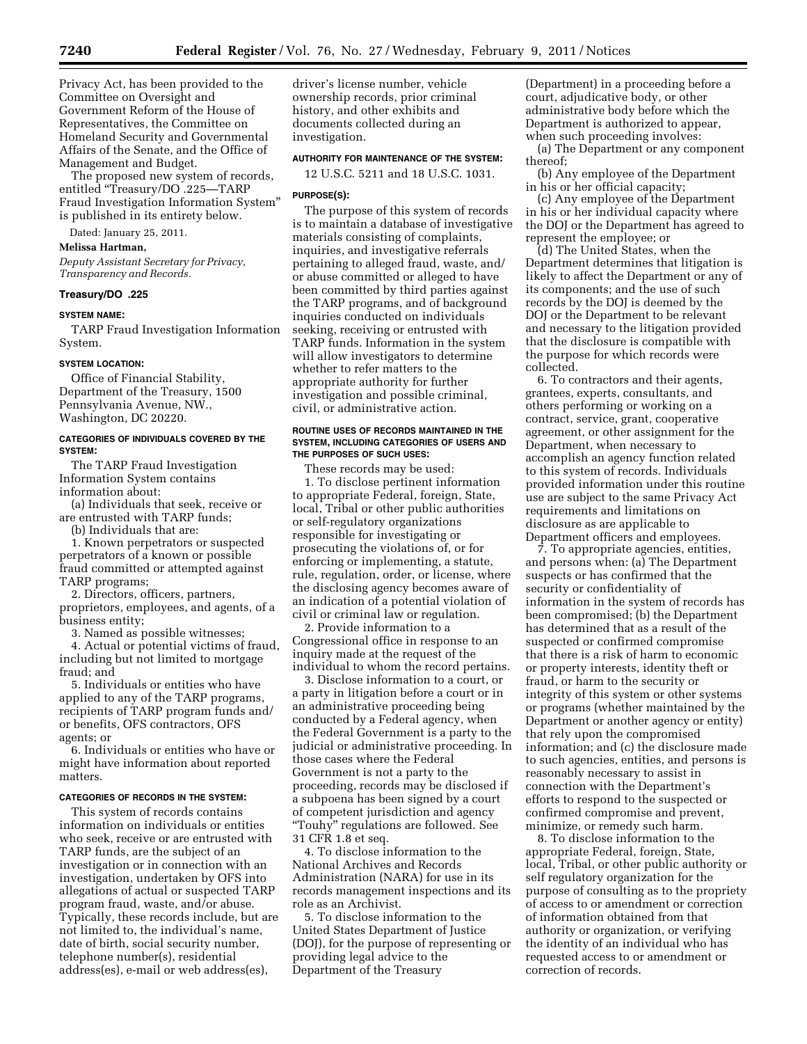Privacy Act, has been provided to the Committee on Oversight and Government Reform of the House of Representatives, the Committee on Homeland Security and Governmental Affairs of the Senate, and the Office of Management and Budget.

The proposed new system of records, entitled "Treasury/DO .225—TARP Fraud Investigation Information System" is published in its entirety below.

Dated: January 25, 2011.

**Melissa Hartman,**

*Deputy Assistant Secretary for Privacy, Transparency and Records.*

**Treasury/DO .225**

**SYSTEM NAME:**

TARP Fraud Investigation Information System.

**SYSTEM LOCATION:**

Office of Financial Stability, Department of the Treasury, 1500 Pennsylvania Avenue, NW., Washington, DC 20220.

**CATEGORIES OF INDIVIDUALS COVERED BY THE SYSTEM:**

The TARP Fraud Investigation Information System contains information about:

(a) Individuals that seek, receive or are entrusted with TARP funds;

(b) Individuals that are:

1. Known perpetrators or suspected perpetrators of a known or possible fraud committed or attempted against TARP programs;

2. Directors, officers, partners, proprietors, employees, and agents, of a business entity;

3. Named as possible witnesses;

4. Actual or potential victims of fraud, including but not limited to mortgage fraud; and

5. Individuals or entities who have applied to any of the TARP programs, recipients of TARP program funds and/or benefits, OFS contractors, OFS agents; or

6. Individuals or entities who have or might have information about reported matters.

**CATEGORIES OF RECORDS IN THE SYSTEM:**

This system of records contains information on individuals or entities who seek, receive or are entrusted with TARP funds, are the subject of an investigation or in connection with an investigation, undertaken by OFS into allegations of actual or suspected TARP program fraud, waste, and/or abuse. Typically, these records include, but are not limited to, the individual's name, date of birth, social security number, telephone number(s), residential address(es), e-mail or web address(es), driver's license number, vehicle ownership records, prior criminal history, and other exhibits and documents collected during an investigation.

**AUTHORITY FOR MAINTENANCE OF THE SYSTEM:**

12 U.S.C. 5211 and 18 U.S.C. 1031.

**PURPOSE(S):**

The purpose of this system of records is to maintain a database of investigative materials consisting of complaints, inquiries, and investigative referrals pertaining to alleged fraud, waste, and/or abuse committed or alleged to have been committed by third parties against the TARP programs, and of background inquiries conducted on individuals seeking, receiving or entrusted with TARP funds. Information in the system will allow investigators to determine whether to refer matters to the appropriate authority for further investigation and possible criminal, civil, or administrative action.

**ROUTINE USES OF RECORDS MAINTAINED IN THE SYSTEM, INCLUDING CATEGORIES OF USERS AND THE PURPOSES OF SUCH USES:**

These records may be used:

1. To disclose pertinent information to appropriate Federal, foreign, State, local, Tribal or other public authorities or self-regulatory organizations responsible for investigating or prosecuting the violations of, or for enforcing or implementing, a statute, rule, regulation, order, or license, where the disclosing agency becomes aware of an indication of a potential violation of civil or criminal law or regulation.

2. Provide information to a Congressional office in response to an inquiry made at the request of the individual to whom the record pertains.

3. Disclose information to a court, or a party in litigation before a court or in an administrative proceeding being conducted by a Federal agency, when the Federal Government is a party to the judicial or administrative proceeding. In those cases where the Federal Government is not a party to the proceeding, records may be disclosed if a subpoena has been signed by a court of competent jurisdiction and agency "Touhy" regulations are followed. See 31 CFR 1.8 et seq.

4. To disclose information to the National Archives and Records Administration (NARA) for use in its records management inspections and its role as an Archivist.

5. To disclose information to the United States Department of Justice (DOJ), for the purpose of representing or providing legal advice to the Department of the Treasury (Department) in a proceeding before a court, adjudicative body, or other administrative body before which the Department is authorized to appear, when such proceeding involves:

(a) The Department or any component thereof;

(b) Any employee of the Department in his or her official capacity;

(c) Any employee of the Department in his or her individual capacity where the DOJ or the Department has agreed to represent the employee; or

(d) The United States, when the Department determines that litigation is likely to affect the Department or any of its components; and the use of such records by the DOJ is deemed by the DOJ or the Department to be relevant and necessary to the litigation provided that the disclosure is compatible with the purpose for which records were collected.

6. To contractors and their agents, grantees, experts, consultants, and others performing or working on a contract, service, grant, cooperative agreement, or other assignment for the Department, when necessary to accomplish an agency function related to this system of records. Individuals provided information under this routine use are subject to the same Privacy Act requirements and limitations on disclosure as are applicable to Department officers and employees.

7. To appropriate agencies, entities, and persons when: (a) The Department suspects or has confirmed that the security or confidentiality of information in the system of records has been compromised; (b) the Department has determined that as a result of the suspected or confirmed compromise that there is a risk of harm to economic or property interests, identity theft or fraud, or harm to the security or integrity of this system or other systems or programs (whether maintained by the Department or another agency or entity) that rely upon the compromised information; and (c) the disclosure made to such agencies, entities, and persons is reasonably necessary to assist in connection with the Department's efforts to respond to the suspected or confirmed compromise and prevent, minimize, or remedy such harm.

8. To disclose information to the appropriate Federal, foreign, State, local, Tribal, or other public authority or self regulatory organization for the purpose of consulting as to the propriety of access to or amendment or correction of information obtained from that authority or organization, or verifying the identity of an individual who has requested access to or amendment or correction of records.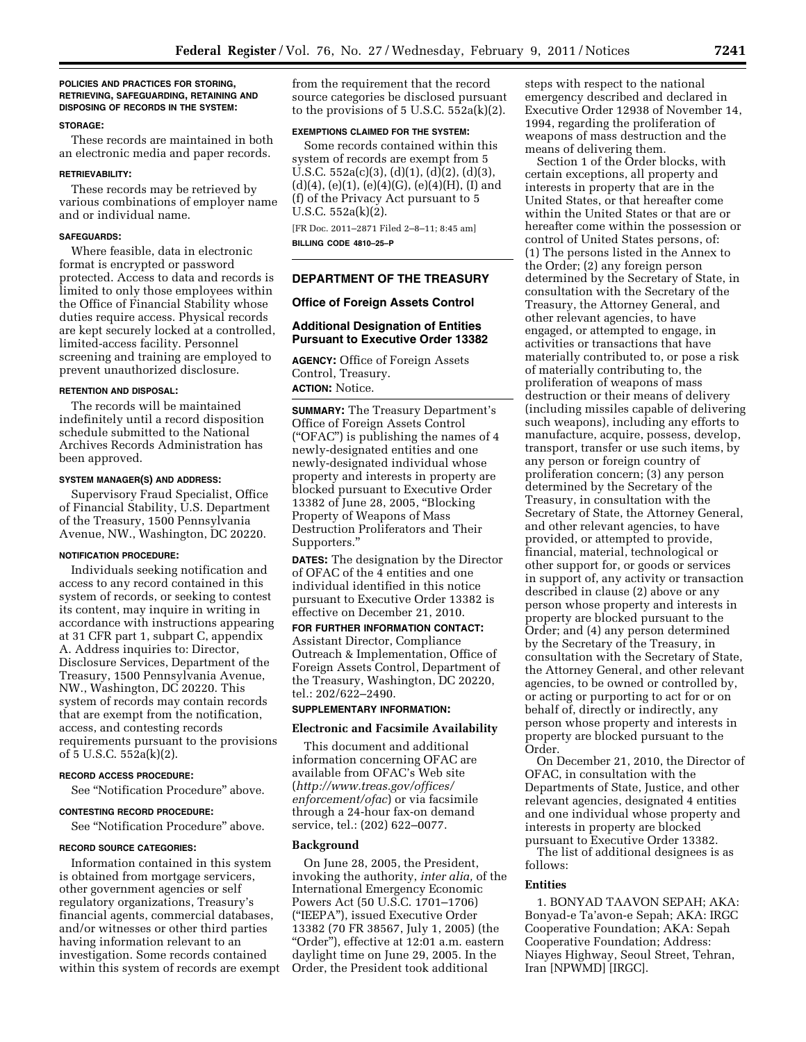**POLICIES AND PRACTICES FOR STORING, RETRIEVING, SAFEGUARDING, RETAINING AND DISPOSING OF RECORDS IN THE SYSTEM:**

**STORAGE:**

These records are maintained in both an electronic media and paper records.

**RETRIEVABILITY:**

These records may be retrieved by various combinations of employer name and or individual name.

**SAFEGUARDS:**

Where feasible, data in electronic format is encrypted or password protected. Access to data and records is limited to only those employees within the Office of Financial Stability whose duties require access. Physical records are kept securely locked at a controlled, limited-access facility. Personnel screening and training are employed to prevent unauthorized disclosure.

**RETENTION AND DISPOSAL:**

The records will be maintained indefinitely until a record disposition schedule submitted to the National Archives Records Administration has been approved.

**SYSTEM MANAGER(S) AND ADDRESS:**

Supervisory Fraud Specialist, Office of Financial Stability, U.S. Department of the Treasury, 1500 Pennsylvania Avenue, NW., Washington, DC 20220.

**NOTIFICATION PROCEDURE:**

Individuals seeking notification and access to any record contained in this system of records, or seeking to contest its content, may inquire in writing in accordance with instructions appearing at 31 CFR part 1, subpart C, appendix A. Address inquiries to: Director, Disclosure Services, Department of the Treasury, 1500 Pennsylvania Avenue, NW., Washington, DC 20220. This system of records may contain records that are exempt from the notification, access, and contesting records requirements pursuant to the provisions of 5 U.S.C. 552a(k)(2).

**RECORD ACCESS PROCEDURE:**

See "Notification Procedure" above.

**CONTESTING RECORD PROCEDURE:**

See "Notification Procedure" above.

**RECORD SOURCE CATEGORIES:**

Information contained in this system is obtained from mortgage servicers, other government agencies or self regulatory organizations, Treasury's financial agents, commercial databases, and/or witnesses or other third parties having information relevant to an investigation. Some records contained within this system of records are exempt from the requirement that the record source categories be disclosed pursuant to the provisions of 5 U.S.C. 552a(k)(2).

**EXEMPTIONS CLAIMED FOR THE SYSTEM:**

Some records contained within this system of records are exempt from 5 U.S.C. 552a(c)(3), (d)(1), (d)(2), (d)(3), (d)(4), (e)(1), (e)(4)(G), (e)(4)(H), (I) and (f) of the Privacy Act pursuant to 5 U.S.C. 552a(k)(2).

[FR Doc. 2011–2871 Filed 2–8–11; 8:45 am]

**BILLING CODE 4810–25–P**

---

## DEPARTMENT OF THE TREASURY

### Office of Foreign Assets Control

### Additional Designation of Entities Pursuant to Executive Order 13382

**AGENCY:** Office of Foreign Assets Control, Treasury.

**ACTION:** Notice.

**SUMMARY:** The Treasury Department's Office of Foreign Assets Control ("OFAC") is publishing the names of 4 newly-designated entities and one newly-designated individual whose property and interests in property are blocked pursuant to Executive Order 13382 of June 28, 2005, "Blocking Property of Weapons of Mass Destruction Proliferators and Their Supporters."

**DATES:** The designation by the Director of OFAC of the 4 entities and one individual identified in this notice pursuant to Executive Order 13382 is effective on December 21, 2010.

**FOR FURTHER INFORMATION CONTACT:** Assistant Director, Compliance Outreach & Implementation, Office of Foreign Assets Control, Department of the Treasury, Washington, DC 20220, tel.: 202/622–2490.

**SUPPLEMENTARY INFORMATION:**

**Electronic and Facsimile Availability**

This document and additional information concerning OFAC are available from OFAC's Web site (*http://www.treas.gov/offices/enforcement/ofac*) or via facsimile through a 24-hour fax-on demand service, tel.: (202) 622–0077.

**Background**

On June 28, 2005, the President, invoking the authority, *inter alia,* of the International Emergency Economic Powers Act (50 U.S.C. 1701–1706) ("IEEPA"), issued Executive Order 13382 (70 FR 38567, July 1, 2005) (the "Order"), effective at 12:01 a.m. eastern daylight time on June 29, 2005. In the Order, the President took additional steps with respect to the national emergency described and declared in Executive Order 12938 of November 14, 1994, regarding the proliferation of weapons of mass destruction and the means of delivering them.

Section 1 of the Order blocks, with certain exceptions, all property and interests in property that are in the United States, or that hereafter come within the United States or that are or hereafter come within the possession or control of United States persons, of: (1) The persons listed in the Annex to the Order; (2) any foreign person determined by the Secretary of State, in consultation with the Secretary of the Treasury, the Attorney General, and other relevant agencies, to have engaged, or attempted to engage, in activities or transactions that have materially contributed to, or pose a risk of materially contributing to, the proliferation of weapons of mass destruction or their means of delivery (including missiles capable of delivering such weapons), including any efforts to manufacture, acquire, possess, develop, transport, transfer or use such items, by any person or foreign country of proliferation concern; (3) any person determined by the Secretary of the Treasury, in consultation with the Secretary of State, the Attorney General, and other relevant agencies, to have provided, or attempted to provide, financial, material, technological or other support for, or goods or services in support of, any activity or transaction described in clause (2) above or any person whose property and interests in property are blocked pursuant to the Order; and (4) any person determined by the Secretary of the Treasury, in consultation with the Secretary of State, the Attorney General, and other relevant agencies, to be owned or controlled by, or acting or purporting to act for or on behalf of, directly or indirectly, any person whose property and interests in property are blocked pursuant to the Order.

On December 21, 2010, the Director of OFAC, in consultation with the Departments of State, Justice, and other relevant agencies, designated 4 entities and one individual whose property and interests in property are blocked pursuant to Executive Order 13382.

The list of additional designees is as follows:

**Entities**

1. BONYAD TAAVON SEPAH; AKA: Bonyad-e Ta'avon-e Sepah; AKA: IRGC Cooperative Foundation; AKA: Sepah Cooperative Foundation; Address: Niayes Highway, Seoul Street, Tehran, Iran [NPWMD] [IRGC].